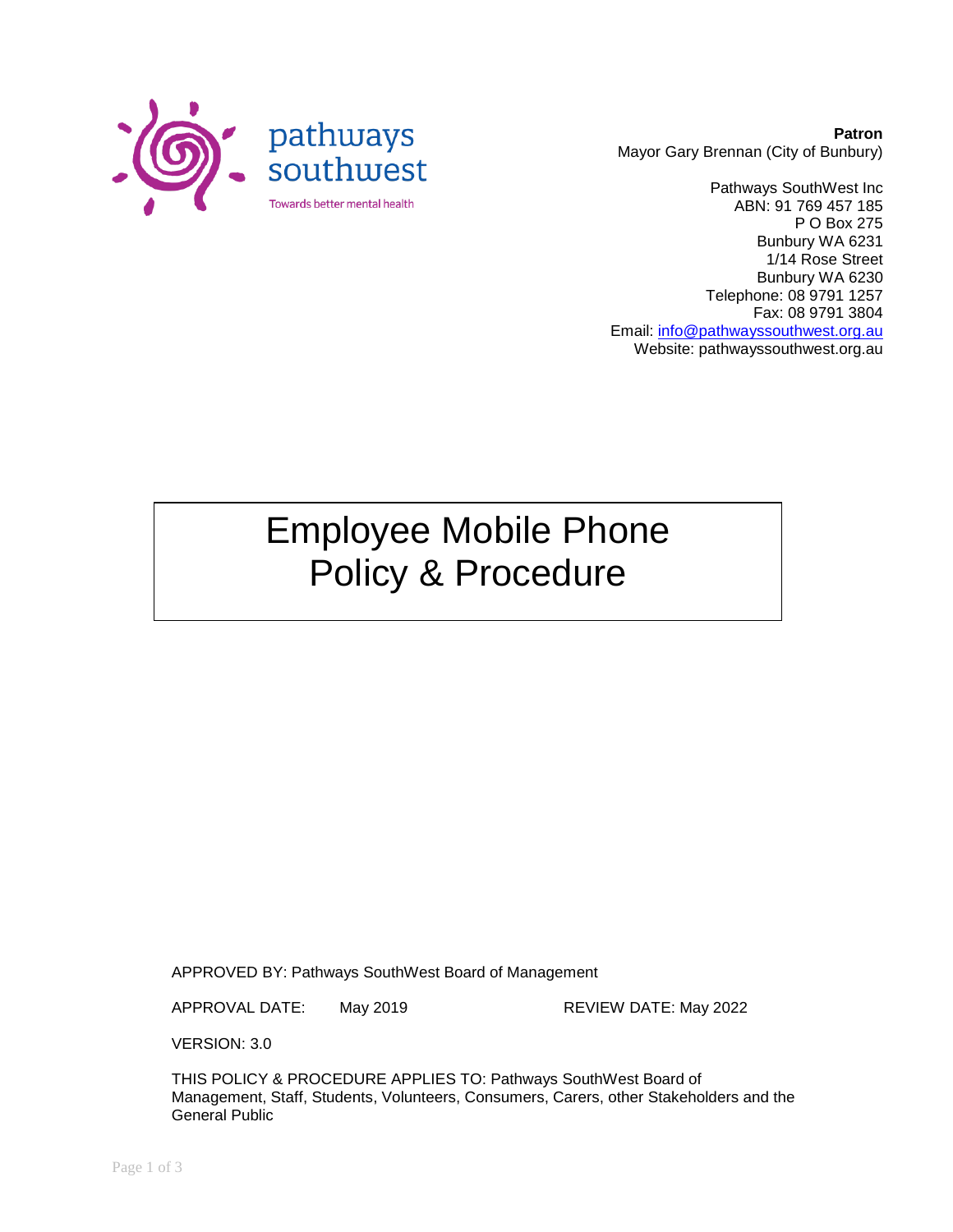pathways southwest

Towards better mental health

**Patron**
Mayor Gary Brennan (City of Bunbury)

Pathways SouthWest Inc
ABN: 91 769 457 185
P O Box 275
Bunbury WA 6231
1/14 Rose Street
Bunbury WA 6230
Telephone: 08 9791 1257
Fax: 08 9791 3804
Email: info@pathwayssouthwest.org.au
Website: pathwayssouthwest.org.au

# Employee Mobile Phone Policy & Procedure

APPROVED BY: Pathways SouthWest Board of Management

APPROVAL DATE: May 2019 REVIEW DATE: May 2022

VERSION: 3.0

THIS POLICY & PROCEDURE APPLIES TO: Pathways SouthWest Board of Management, Staff, Students, Volunteers, Consumers, Carers, other Stakeholders and the General Public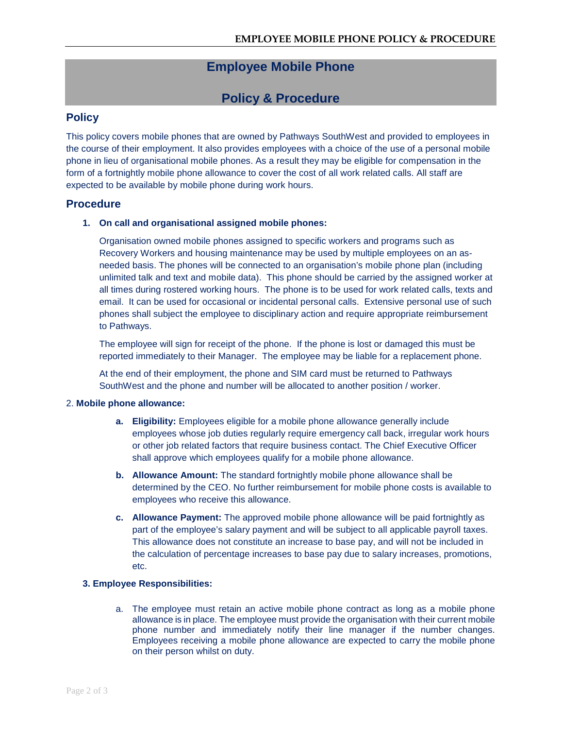# Employee Mobile Phone

# Policy & Procedure

## Policy

This policy covers mobile phones that are owned by Pathways SouthWest and provided to employees in the course of their employment. It also provides employees with a choice of the use of a personal mobile phone in lieu of organisational mobile phones. As a result they may be eligible for compensation in the form of a fortnightly mobile phone allowance to cover the cost of all work related calls. All staff are expected to be available by mobile phone during work hours.

## Procedure

**1. On call and organisational assigned mobile phones:**

Organisation owned mobile phones assigned to specific workers and programs such as Recovery Workers and housing maintenance may be used by multiple employees on an as-needed basis. The phones will be connected to an organisation's mobile phone plan (including unlimited talk and text and mobile data). This phone should be carried by the assigned worker at all times during rostered working hours. The phone is to be used for work related calls, texts and email. It can be used for occasional or incidental personal calls. Extensive personal use of such phones shall subject the employee to disciplinary action and require appropriate reimbursement to Pathways.

The employee will sign for receipt of the phone. If the phone is lost or damaged this must be reported immediately to their Manager. The employee may be liable for a replacement phone.

At the end of their employment, the phone and SIM card must be returned to Pathways SouthWest and the phone and number will be allocated to another position / worker.

2. **Mobile phone allowance:**

- **a. Eligibility:** Employees eligible for a mobile phone allowance generally include employees whose job duties regularly require emergency call back, irregular work hours or other job related factors that require business contact. The Chief Executive Officer shall approve which employees qualify for a mobile phone allowance.
- **b. Allowance Amount:** The standard fortnightly mobile phone allowance shall be determined by the CEO. No further reimbursement for mobile phone costs is available to employees who receive this allowance.
- **c. Allowance Payment:** The approved mobile phone allowance will be paid fortnightly as part of the employee's salary payment and will be subject to all applicable payroll taxes. This allowance does not constitute an increase to base pay, and will not be included in the calculation of percentage increases to base pay due to salary increases, promotions, etc.

**3. Employee Responsibilities:**

- a. The employee must retain an active mobile phone contract as long as a mobile phone allowance is in place. The employee must provide the organisation with their current mobile phone number and immediately notify their line manager if the number changes. Employees receiving a mobile phone allowance are expected to carry the mobile phone on their person whilst on duty.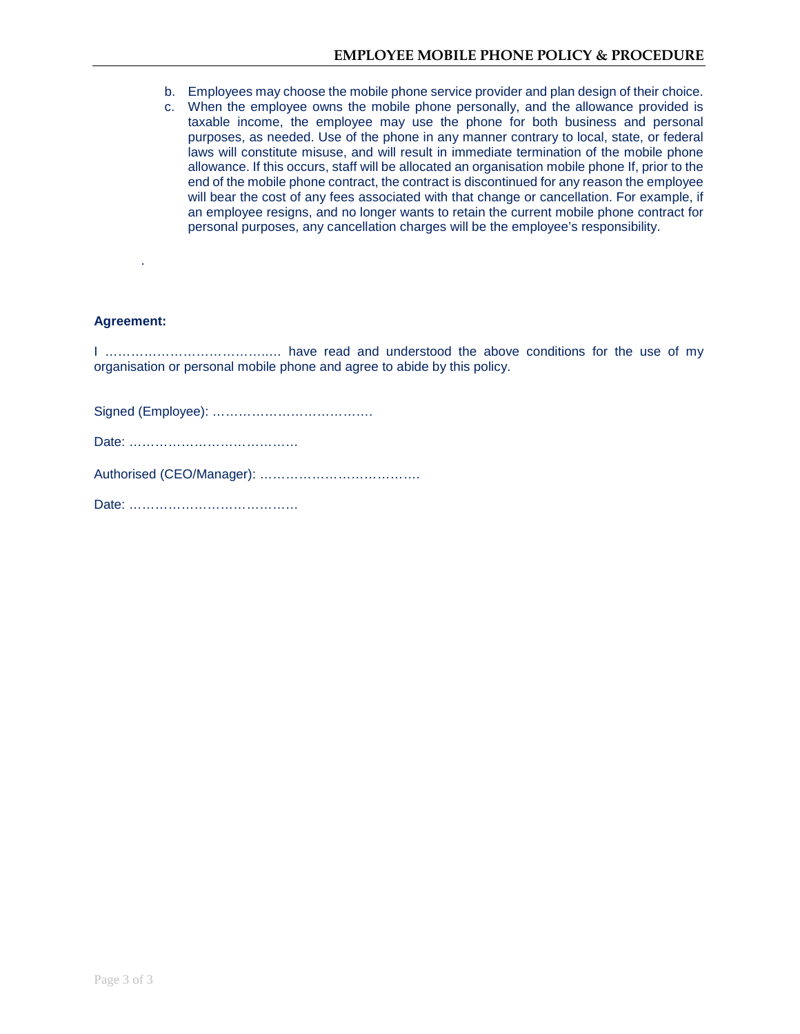b. Employees may choose the mobile phone service provider and plan design of their choice.
c. When the employee owns the mobile phone personally, and the allowance provided is taxable income, the employee may use the phone for both business and personal purposes, as needed. Use of the phone in any manner contrary to local, state, or federal laws will constitute misuse, and will result in immediate termination of the mobile phone allowance. If this occurs, staff will be allocated an organisation mobile phone If, prior to the end of the mobile phone contract, the contract is discontinued for any reason the employee will bear the cost of any fees associated with that change or cancellation. For example, if an employee resigns, and no longer wants to retain the current mobile phone contract for personal purposes, any cancellation charges will be the employee's responsibility.

.

**Agreement:**

I ………………………………….. have read and understood the above conditions for the use of my organisation or personal mobile phone and agree to abide by this policy.

Signed (Employee): ……………………………….

Date: …………………………………

Authorised (CEO/Manager): ……………………………….

Date: …………………………………